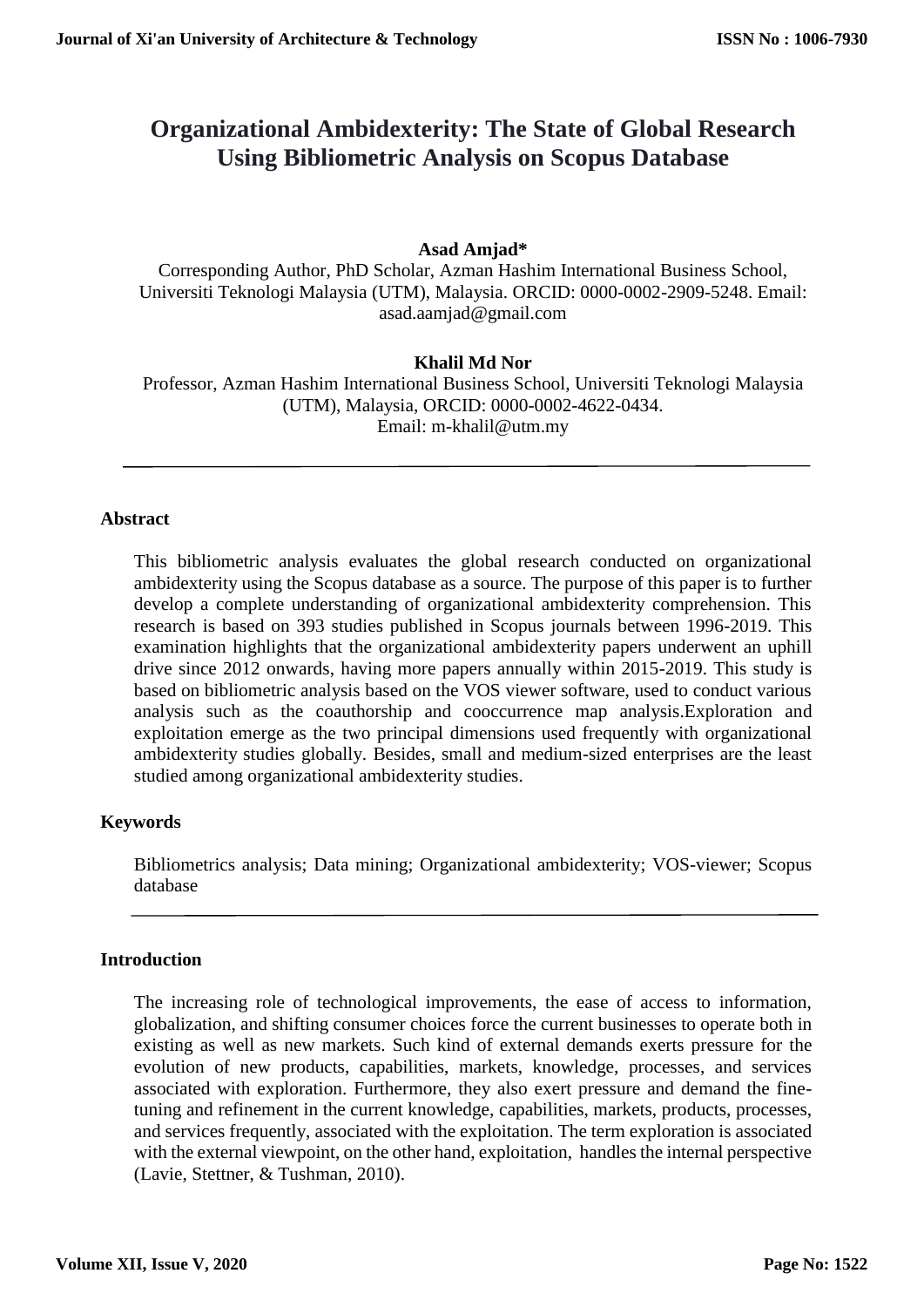# Organizational Ambidexterity: The State of Global Research Using Bibliometric Analysis on Scopus Database

**Asad Amjad***

Corresponding Author, PhD Scholar, Azman Hashim International Business School, Universiti Teknologi Malaysia (UTM), Malaysia. ORCID: 0000-0002-2909-5248. Email: asad.aamjad@gmail.com

**Khalil Md Nor**

Professor, Azman Hashim International Business School, Universiti Teknologi Malaysia (UTM), Malaysia, ORCID: 0000-0002-4622-0434.
Email: m-khalil@utm.my

---

## Abstract

This bibliometric analysis evaluates the global research conducted on organizational ambidexterity using the Scopus database as a source. The purpose of this paper is to further develop a complete understanding of organizational ambidexterity comprehension. This research is based on 393 studies published in Scopus journals between 1996-2019. This examination highlights that the organizational ambidexterity papers underwent an uphill drive since 2012 onwards, having more papers annually within 2015-2019. This study is based on bibliometric analysis based on the VOS viewer software, used to conduct various analysis such as the coauthorship and cooccurrence map analysis.Exploration and exploitation emerge as the two principal dimensions used frequently with organizational ambidexterity studies globally. Besides, small and medium-sized enterprises are the least studied among organizational ambidexterity studies.

## Keywords

Bibliometrics analysis; Data mining; Organizational ambidexterity; VOS-viewer; Scopus database

---

## Introduction

The increasing role of technological improvements, the ease of access to information, globalization, and shifting consumer choices force the current businesses to operate both in existing as well as new markets. Such kind of external demands exerts pressure for the evolution of new products, capabilities, markets, knowledge, processes, and services associated with exploration. Furthermore, they also exert pressure and demand the fine-tuning and refinement in the current knowledge, capabilities, markets, products, processes, and services frequently, associated with the exploitation. The term exploration is associated with the external viewpoint, on the other hand, exploitation, handles the internal perspective (Lavie, Stettner, & Tushman, 2010).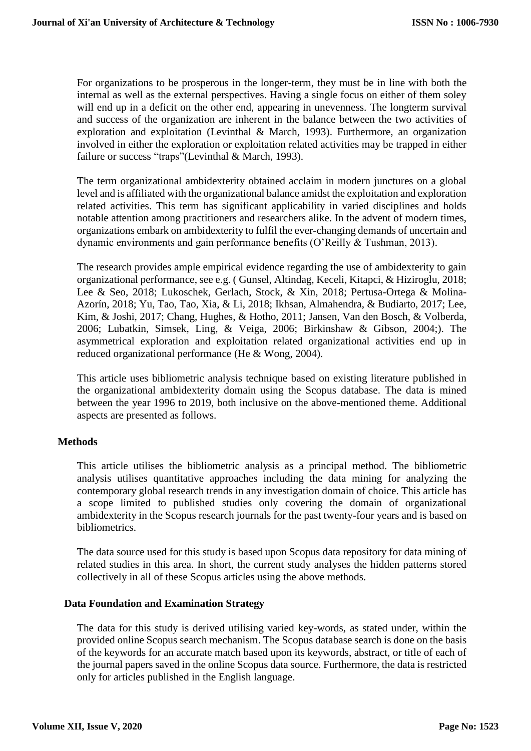For organizations to be prosperous in the longer-term, they must be in line with both the internal as well as the external perspectives. Having a single focus on either of them soley will end up in a deficit on the other end, appearing in unevenness. The longterm survival and success of the organization are inherent in the balance between the two activities of exploration and exploitation (Levinthal & March, 1993). Furthermore, an organization involved in either the exploration or exploitation related activities may be trapped in either failure or success "traps"(Levinthal & March, 1993).

The term organizational ambidexterity obtained acclaim in modern junctures on a global level and is affiliated with the organizational balance amidst the exploitation and exploration related activities. This term has significant applicability in varied disciplines and holds notable attention among practitioners and researchers alike. In the advent of modern times, organizations embark on ambidexterity to fulfil the ever-changing demands of uncertain and dynamic environments and gain performance benefits (O'Reilly & Tushman, 2013).

The research provides ample empirical evidence regarding the use of ambidexterity to gain organizational performance, see e.g. ( Gunsel, Altindag, Keceli, Kitapci, & Hiziroglu, 2018; Lee & Seo, 2018; Lukoschek, Gerlach, Stock, & Xin, 2018; Pertusa-Ortega & Molina-Azorín, 2018; Yu, Tao, Tao, Xia, & Li, 2018; Ikhsan, Almahendra, & Budiarto, 2017; Lee, Kim, & Joshi, 2017; Chang, Hughes, & Hotho, 2011; Jansen, Van den Bosch, & Volberda, 2006; Lubatkin, Simsek, Ling, & Veiga, 2006; Birkinshaw & Gibson, 2004;). The asymmetrical exploration and exploitation related organizational activities end up in reduced organizational performance (He & Wong, 2004).

This article uses bibliometric analysis technique based on existing literature published in the organizational ambidexterity domain using the Scopus database. The data is mined between the year 1996 to 2019, both inclusive on the above-mentioned theme. Additional aspects are presented as follows.

## Methods

This article utilises the bibliometric analysis as a principal method. The bibliometric analysis utilises quantitative approaches including the data mining for analyzing the contemporary global research trends in any investigation domain of choice. This article has a scope limited to published studies only covering the domain of organizational ambidexterity in the Scopus research journals for the past twenty-four years and is based on bibliometrics.

The data source used for this study is based upon Scopus data repository for data mining of related studies in this area. In short, the current study analyses the hidden patterns stored collectively in all of these Scopus articles using the above methods.

## Data Foundation and Examination Strategy

The data for this study is derived utilising varied key-words, as stated under, within the provided online Scopus search mechanism. The Scopus database search is done on the basis of the keywords for an accurate match based upon its keywords, abstract, or title of each of the journal papers saved in the online Scopus data source. Furthermore, the data is restricted only for articles published in the English language.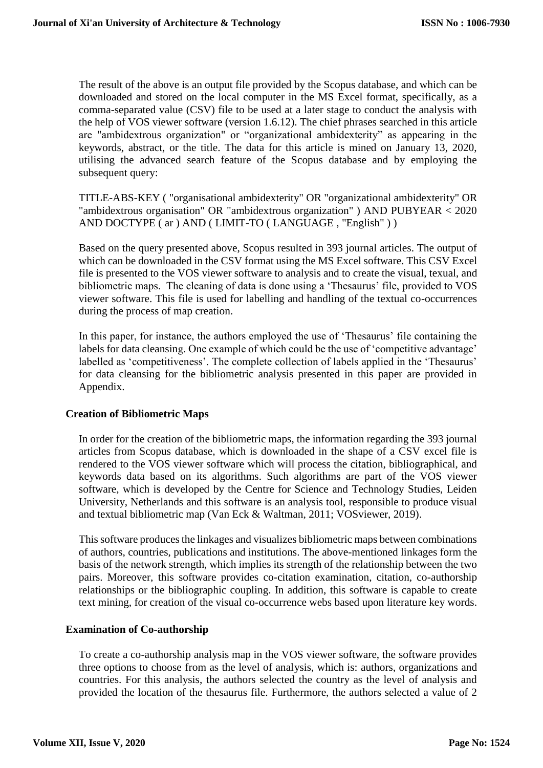The result of the above is an output file provided by the Scopus database, and which can be downloaded and stored on the local computer in the MS Excel format, specifically, as a comma-separated value (CSV) file to be used at a later stage to conduct the analysis with the help of VOS viewer software (version 1.6.12). The chief phrases searched in this article are "ambidextrous organization" or "organizational ambidexterity" as appearing in the keywords, abstract, or the title. The data for this article is mined on January 13, 2020, utilising the advanced search feature of the Scopus database and by employing the subsequent query:

TITLE-ABS-KEY ( "organisational ambidexterity" OR "organizational ambidexterity" OR "ambidextrous organisation" OR "ambidextrous organization" ) AND PUBYEAR < 2020 AND DOCTYPE ( ar ) AND ( LIMIT-TO ( LANGUAGE , "English" ) )

Based on the query presented above, Scopus resulted in 393 journal articles. The output of which can be downloaded in the CSV format using the MS Excel software. This CSV Excel file is presented to the VOS viewer software to analysis and to create the visual, texual, and bibliometric maps. The cleaning of data is done using a 'Thesaurus' file, provided to VOS viewer software. This file is used for labelling and handling of the textual co-occurrences during the process of map creation.

In this paper, for instance, the authors employed the use of 'Thesaurus' file containing the labels for data cleansing. One example of which could be the use of 'competitive advantage' labelled as 'competitiveness'. The complete collection of labels applied in the 'Thesaurus' for data cleansing for the bibliometric analysis presented in this paper are provided in Appendix.

## Creation of Bibliometric Maps

In order for the creation of the bibliometric maps, the information regarding the 393 journal articles from Scopus database, which is downloaded in the shape of a CSV excel file is rendered to the VOS viewer software which will process the citation, bibliographical, and keywords data based on its algorithms. Such algorithms are part of the VOS viewer software, which is developed by the Centre for Science and Technology Studies, Leiden University, Netherlands and this software is an analysis tool, responsible to produce visual and textual bibliometric map (Van Eck & Waltman, 2011; VOSviewer, 2019).

This software produces the linkages and visualizes bibliometric maps between combinations of authors, countries, publications and institutions. The above-mentioned linkages form the basis of the network strength, which implies its strength of the relationship between the two pairs. Moreover, this software provides co-citation examination, citation, co-authorship relationships or the bibliographic coupling. In addition, this software is capable to create text mining, for creation of the visual co-occurrence webs based upon literature key words.

## Examination of Co-authorship

To create a co-authorship analysis map in the VOS viewer software, the software provides three options to choose from as the level of analysis, which is: authors, organizations and countries. For this analysis, the authors selected the country as the level of analysis and provided the location of the thesaurus file. Furthermore, the authors selected a value of 2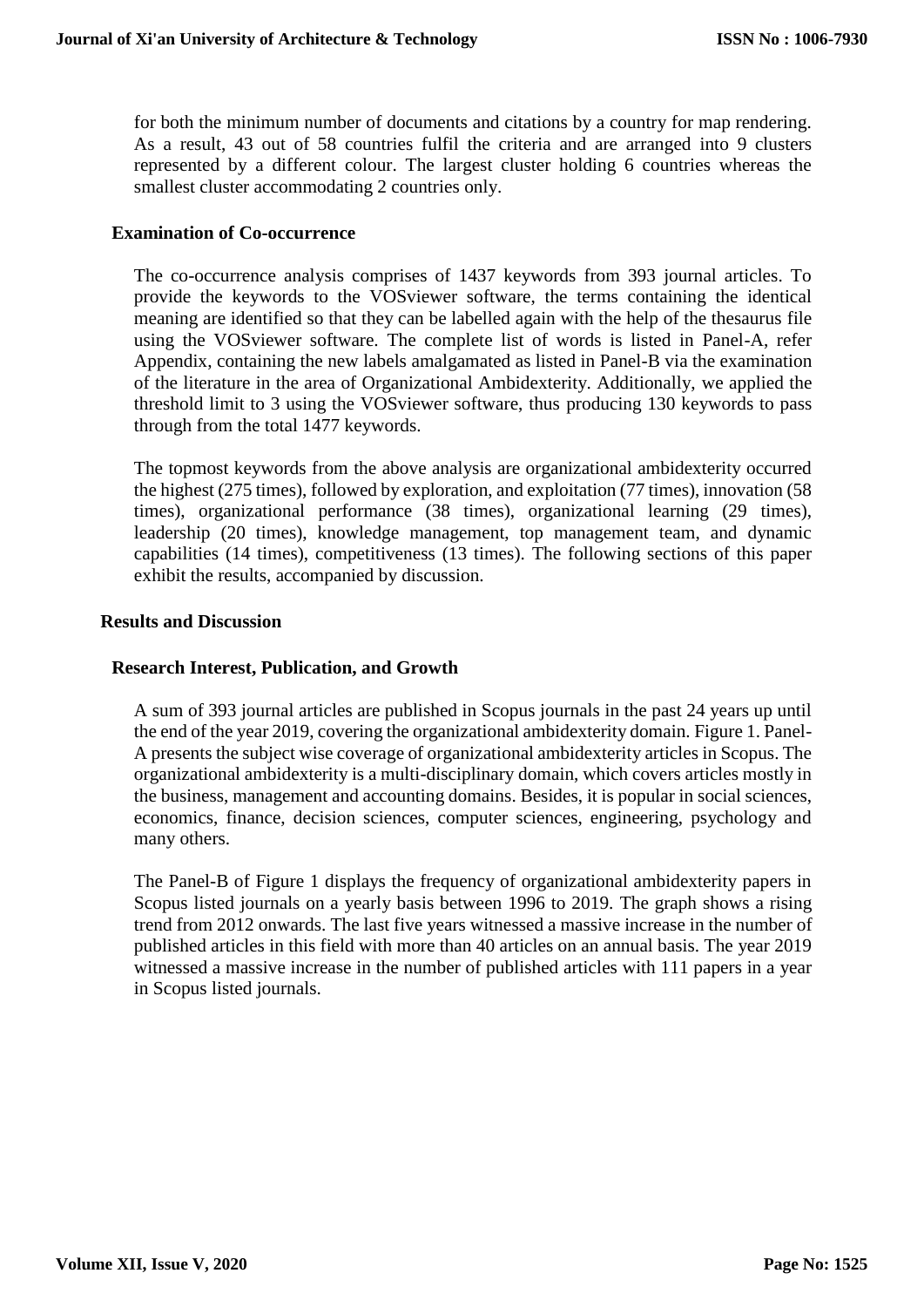for both the minimum number of documents and citations by a country for map rendering. As a result, 43 out of 58 countries fulfil the criteria and are arranged into 9 clusters represented by a different colour. The largest cluster holding 6 countries whereas the smallest cluster accommodating 2 countries only.

### Examination of Co-occurrence

The co-occurrence analysis comprises of 1437 keywords from 393 journal articles. To provide the keywords to the VOSviewer software, the terms containing the identical meaning are identified so that they can be labelled again with the help of the thesaurus file using the VOSviewer software. The complete list of words is listed in Panel-A, refer Appendix, containing the new labels amalgamated as listed in Panel-B via the examination of the literature in the area of Organizational Ambidexterity. Additionally, we applied the threshold limit to 3 using the VOSviewer software, thus producing 130 keywords to pass through from the total 1477 keywords.

The topmost keywords from the above analysis are organizational ambidexterity occurred the highest (275 times), followed by exploration, and exploitation (77 times), innovation (58 times), organizational performance (38 times), organizational learning (29 times), leadership (20 times), knowledge management, top management team, and dynamic capabilities (14 times), competitiveness (13 times). The following sections of this paper exhibit the results, accompanied by discussion.

## Results and Discussion

### Research Interest, Publication, and Growth

A sum of 393 journal articles are published in Scopus journals in the past 24 years up until the end of the year 2019, covering the organizational ambidexterity domain. Figure 1. Panel-A presents the subject wise coverage of organizational ambidexterity articles in Scopus. The organizational ambidexterity is a multi-disciplinary domain, which covers articles mostly in the business, management and accounting domains. Besides, it is popular in social sciences, economics, finance, decision sciences, computer sciences, engineering, psychology and many others.

The Panel-B of Figure 1 displays the frequency of organizational ambidexterity papers in Scopus listed journals on a yearly basis between 1996 to 2019. The graph shows a rising trend from 2012 onwards. The last five years witnessed a massive increase in the number of published articles in this field with more than 40 articles on an annual basis. The year 2019 witnessed a massive increase in the number of published articles with 111 papers in a year in Scopus listed journals.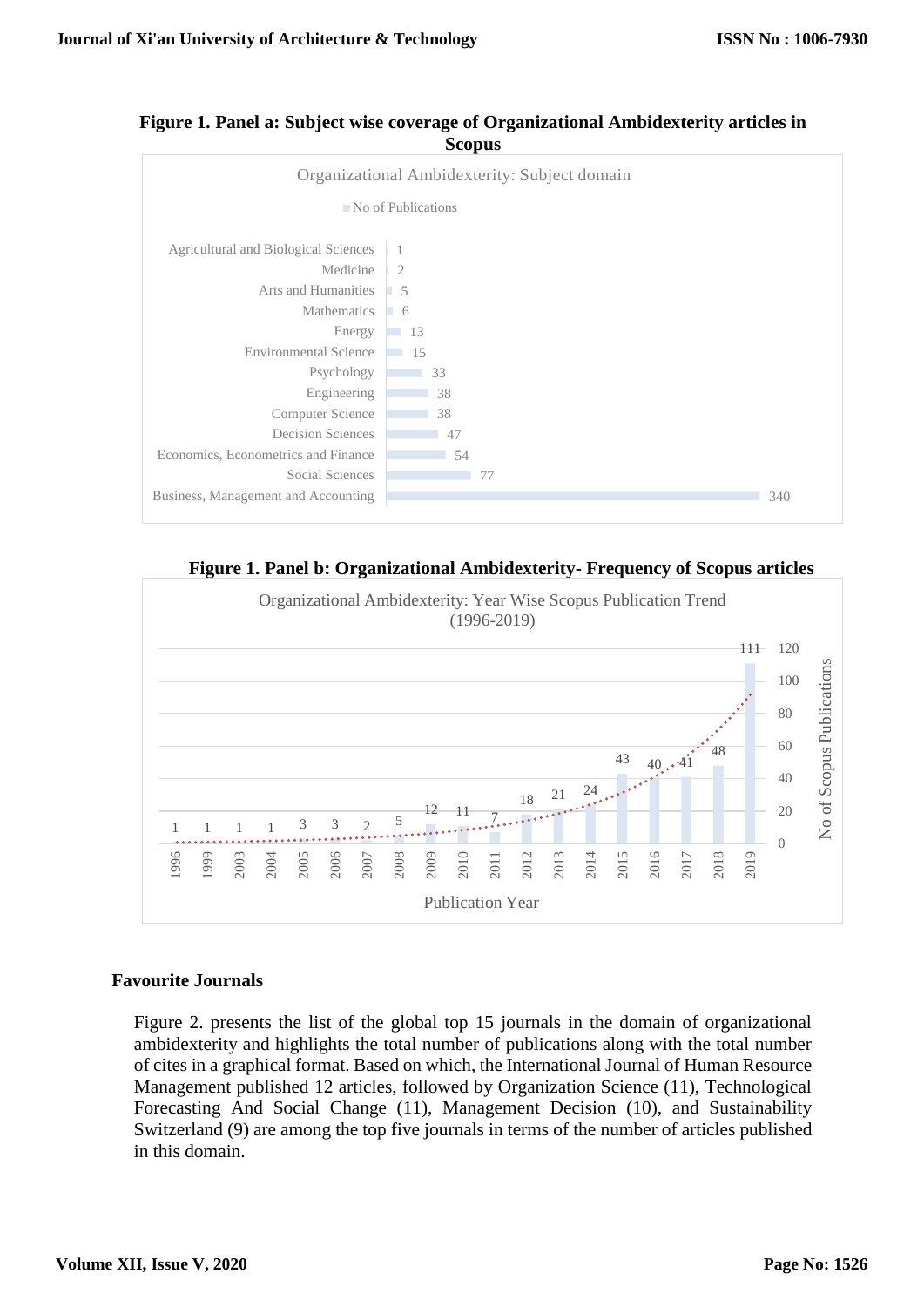**Figure 1. Panel a: Subject wise coverage of Organizational Ambidexterity articles in Scopus**

Organizational Ambidexterity: Subject domain

| Subject | No of Publications |
|---|---|
| Agricultural and Biological Sciences | 1 |
| Medicine | 2 |
| Arts and Humanities | 5 |
| Mathematics | 6 |
| Energy | 13 |
| Environmental Science | 15 |
| Psychology | 33 |
| Engineering | 38 |
| Computer Science | 38 |
| Decision Sciences | 47 |
| Economics, Econometrics and Finance | 54 |
| Social Sciences | 77 |
| Business, Management and Accounting | 340 |

**Figure 1. Panel b: Organizational Ambidexterity- Frequency of Scopus articles**

Organizational Ambidexterity: Year Wise Scopus Publication Trend (1996-2019)

| Publication Year | No of Scopus Publications |
|---|---|
| 1996 | 1 |
| 1999 | 1 |
| 2003 | 1 |
| 2004 | 1 |
| 2005 | 3 |
| 2006 | 3 |
| 2007 | 2 |
| 2008 | 5 |
| 2009 | 12 |
| 2010 | 11 |
| 2011 | 7 |
| 2012 | 18 |
| 2013 | 21 |
| 2014 | 24 |
| 2015 | 43 |
| 2016 | 40 |
| 2017 | 41 |
| 2018 | 48 |
| 2019 | 111 |

## Favourite Journals

Figure 2. presents the list of the global top 15 journals in the domain of organizational ambidexterity and highlights the total number of publications along with the total number of cites in a graphical format. Based on which, the International Journal of Human Resource Management published 12 articles, followed by Organization Science (11), Technological Forecasting And Social Change (11), Management Decision (10), and Sustainability Switzerland (9) are among the top five journals in terms of the number of articles published in this domain.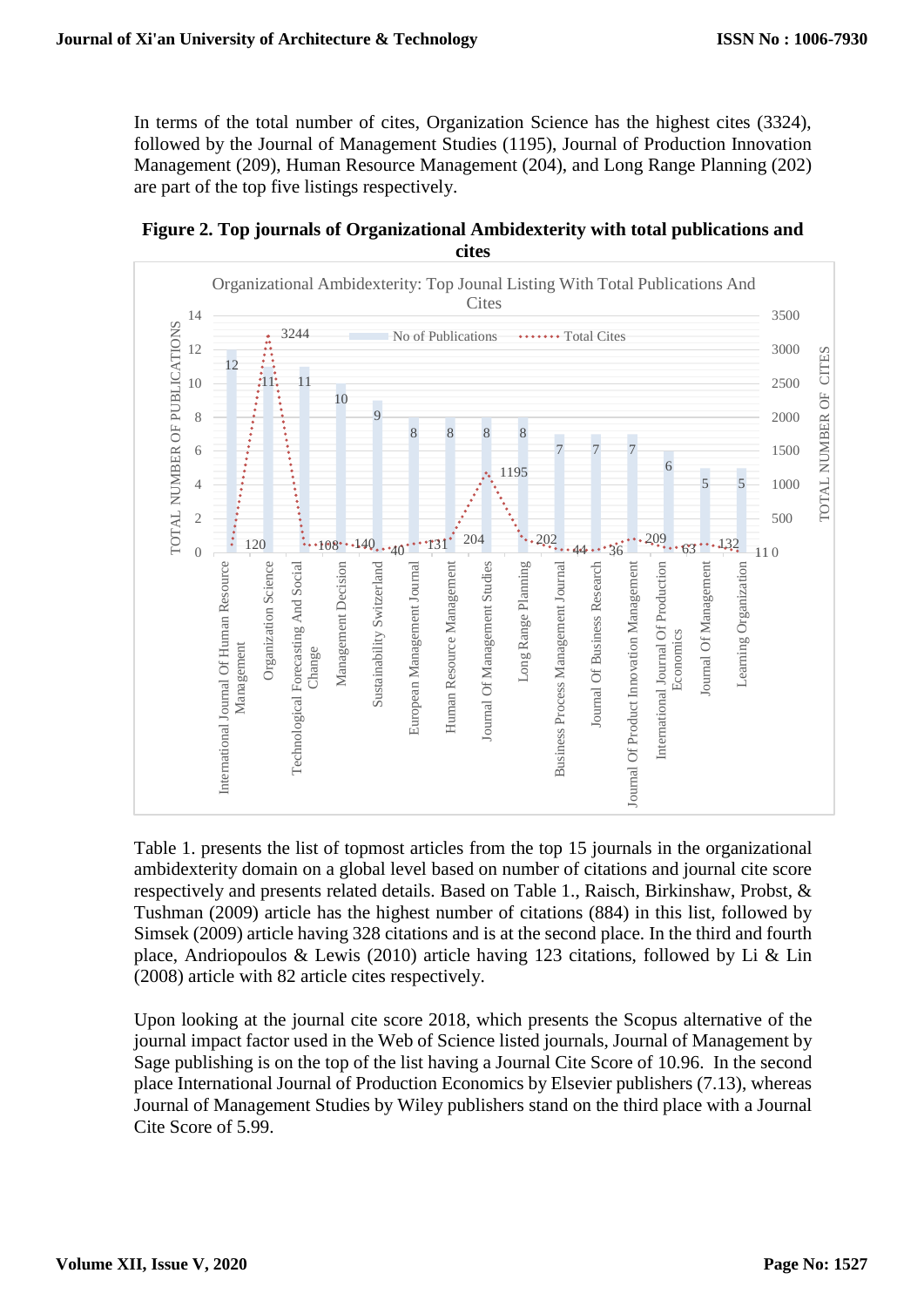In terms of the total number of cites, Organization Science has the highest cites (3324), followed by the Journal of Management Studies (1195), Journal of Production Innovation Management (209), Human Resource Management (204), and Long Range Planning (202) are part of the top five listings respectively.

**Figure 2. Top journals of Organizational Ambidexterity with total publications and cites**

Table 1. presents the list of topmost articles from the top 15 journals in the organizational ambidexterity domain on a global level based on number of citations and journal cite score respectively and presents related details. Based on Table 1., Raisch, Birkinshaw, Probst, & Tushman (2009) article has the highest number of citations (884) in this list, followed by Simsek (2009) article having 328 citations and is at the second place. In the third and fourth place, Andriopoulos & Lewis (2010) article having 123 citations, followed by Li & Lin (2008) article with 82 article cites respectively.

Upon looking at the journal cite score 2018, which presents the Scopus alternative of the journal impact factor used in the Web of Science listed journals, Journal of Management by Sage publishing is on the top of the list having a Journal Cite Score of 10.96. In the second place International Journal of Production Economics by Elsevier publishers (7.13), whereas Journal of Management Studies by Wiley publishers stand on the third place with a Journal Cite Score of 5.99.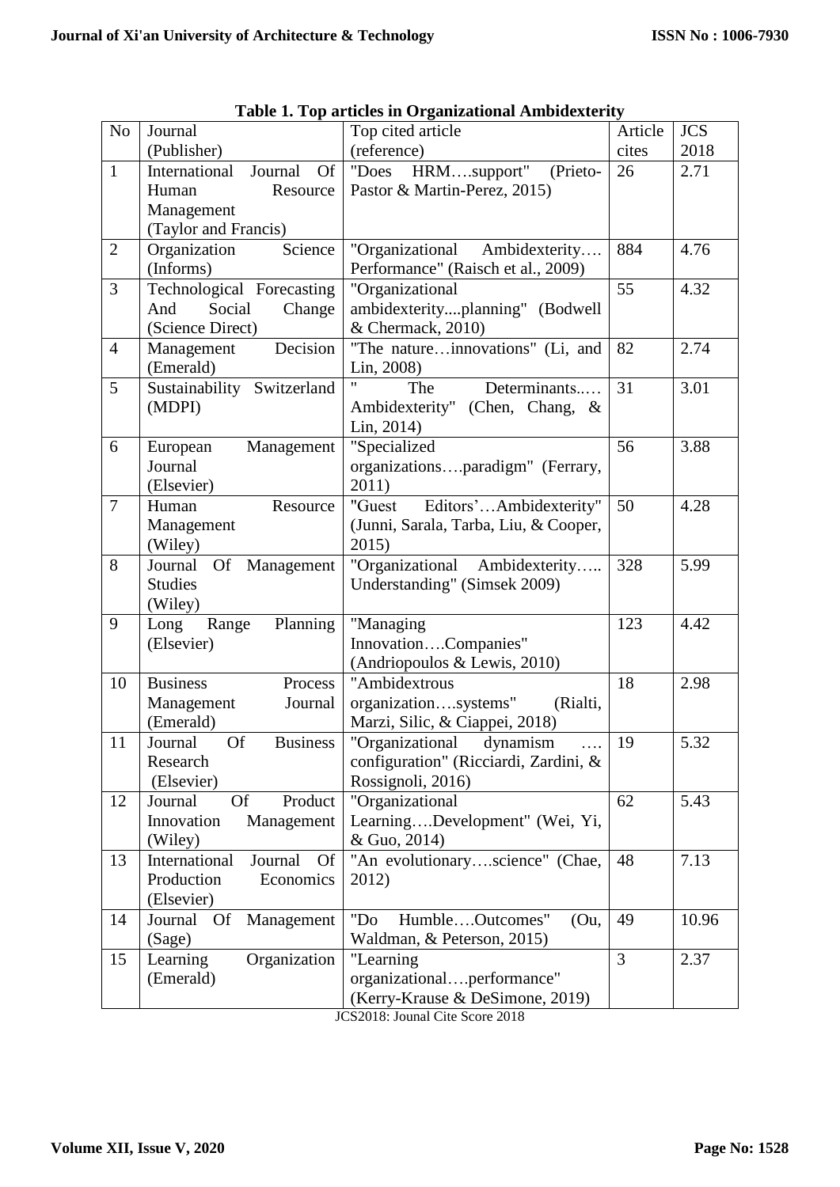**Table 1. Top articles in Organizational Ambidexterity**

| No | Journal (Publisher) | Top cited article (reference) | Article cites | JCS 2018 |
|---|---|---|---|---|
| 1 | International Journal Of Human Resource Management (Taylor and Francis) | "Does HRM….support" (Prieto-Pastor & Martin-Perez, 2015) | 26 | 2.71 |
| 2 | Organization Science (Informs) | "Organizational Ambidexterity…. Performance" (Raisch et al., 2009) | 884 | 4.76 |
| 3 | Technological Forecasting And Social Change (Science Direct) | "Organizational ambidexterity....planning" (Bodwell & Chermack, 2010) | 55 | 4.32 |
| 4 | Management Decision (Emerald) | "The nature…innovations" (Li, and Lin, 2008) | 82 | 2.74 |
| 5 | Sustainability Switzerland (MDPI) | " The Determinants..… Ambidexterity" (Chen, Chang, & Lin, 2014) | 31 | 3.01 |
| 6 | European Management Journal (Elsevier) | "Specialized organizations….paradigm" (Ferrary, 2011) | 56 | 3.88 |
| 7 | Human Resource Management (Wiley) | "Guest Editors'…Ambidexterity" (Junni, Sarala, Tarba, Liu, & Cooper, 2015) | 50 | 4.28 |
| 8 | Journal Of Management Studies (Wiley) | "Organizational Ambidexterity….. Understanding" (Simsek 2009) | 328 | 5.99 |
| 9 | Long Range Planning (Elsevier) | "Managing Innovation….Companies" (Andriopoulos & Lewis, 2010) | 123 | 4.42 |
| 10 | Business Process Management Journal (Emerald) | "Ambidextrous organization….systems" (Rialti, Marzi, Silic, & Ciappei, 2018) | 18 | 2.98 |
| 11 | Journal Of Business Research (Elsevier) | "Organizational dynamism …. configuration" (Ricciardi, Zardini, & Rossignoli, 2016) | 19 | 5.32 |
| 12 | Journal Of Product Innovation Management (Wiley) | "Organizational Learning….Development" (Wei, Yi, & Guo, 2014) | 62 | 5.43 |
| 13 | International Journal Of Production Economics (Elsevier) | "An evolutionary….science" (Chae, 2012) | 48 | 7.13 |
| 14 | Journal Of Management (Sage) | "Do Humble….Outcomes" (Ou, Waldman, & Peterson, 2015) | 49 | 10.96 |
| 15 | Learning Organization (Emerald) | "Learning organizational….performance" (Kerry-Krause & DeSimone, 2019) | 3 | 2.37 |

JCS2018: Jounal Cite Score 2018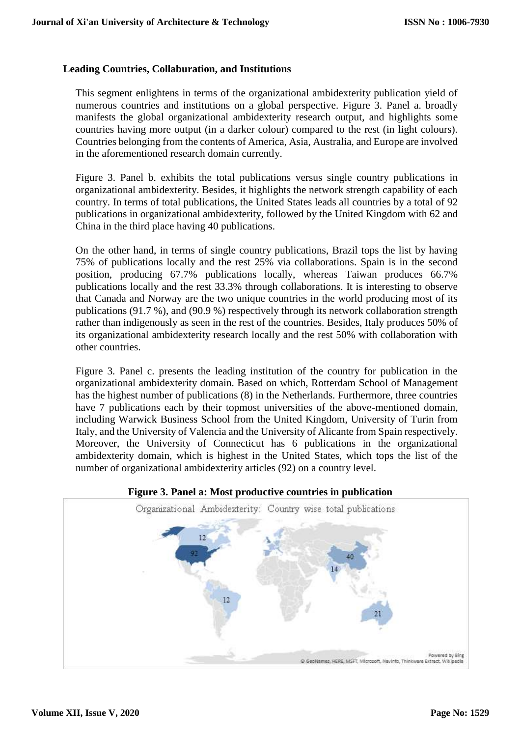### Leading Countries, Collaburation, and Institutions

This segment enlightens in terms of the organizational ambidexterity publication yield of numerous countries and institutions on a global perspective. Figure 3. Panel a. broadly manifests the global organizational ambidexterity research output, and highlights some countries having more output (in a darker colour) compared to the rest (in light colours). Countries belonging from the contents of America, Asia, Australia, and Europe are involved in the aforementioned research domain currently.

Figure 3. Panel b. exhibits the total publications versus single country publications in organizational ambidexterity. Besides, it highlights the network strength capability of each country. In terms of total publications, the United States leads all countries by a total of 92 publications in organizational ambidexterity, followed by the United Kingdom with 62 and China in the third place having 40 publications.

On the other hand, in terms of single country publications, Brazil tops the list by having 75% of publications locally and the rest 25% via collaborations. Spain is in the second position, producing 67.7% publications locally, whereas Taiwan produces 66.7% publications locally and the rest 33.3% through collaborations. It is interesting to observe that Canada and Norway are the two unique countries in the world producing most of its publications (91.7 %), and (90.9 %) respectively through its network collaboration strength rather than indigenously as seen in the rest of the countries. Besides, Italy produces 50% of its organizational ambidexterity research locally and the rest 50% with collaboration with other countries.

Figure 3. Panel c. presents the leading institution of the country for publication in the organizational ambidexterity domain. Based on which, Rotterdam School of Management has the highest number of publications (8) in the Netherlands. Furthermore, three countries have 7 publications each by their topmost universities of the above-mentioned domain, including Warwick Business School from the United Kingdom, University of Turin from Italy, and the University of Valencia and the University of Alicante from Spain respectively. Moreover, the University of Connecticut has 6 publications in the organizational ambidexterity domain, which is highest in the United States, which tops the list of the number of organizational ambidexterity articles (92) on a country level.

**Figure 3. Panel a: Most productive countries in publication**

Organizational Ambidexterity: Country wise total publications

12, 92, 40, 14, 12, 21

Powered by Bing
© GeoNames, HERE, MSFT, Microsoft, Navinfo, Thinkware Extract, Wikipedia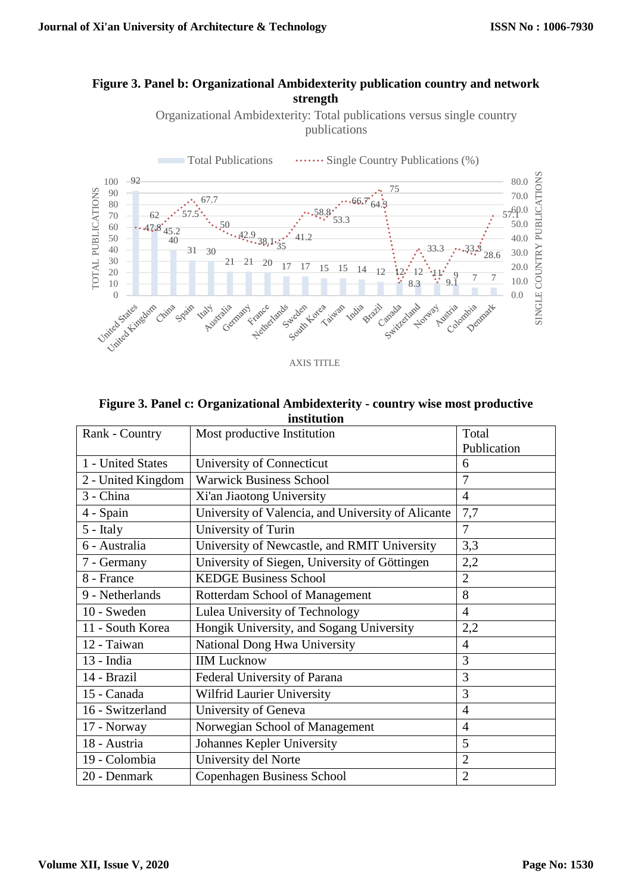**Figure 3. Panel b: Organizational Ambidexterity publication country and network strength**

Organizational Ambidexterity: Total publications versus single country publications

| Country | Total Publications | Single Country Publications (%) |
|---|---|---|
| United States | 92 | 47.8 |
| United Kingdom | 62 | 45.2 |
| China | 40 | 57.5 |
| Spain | 31 | 67.7 |
| Italy | 30 | 50 |
| Australia | 21 | 42.9 |
| Germany | 21 | 38.1 |
| France | 20 | 35 |
| Netherlands | 17 | 41.2 |
| Sweden | 17 | 58.8 |
| South Korea | 15 | 53.3 |
| Taiwan | 15 | 66.7 |
| India | 14 | 64.3 |
| Brazil | 12 | 75 |
| Canada | 12 | 8.3 |
| Switzerland | 12 | 33.3 |
| Norway | 11 | 9.1 |
| Austria | 9 | 33.3 |
| Colombia | 7 | 28.6 |
| Denmark | 7 | 57.1 |

**Figure 3. Panel c: Organizational Ambidexterity - country wise most productive institution**

| Rank - Country | Most productive Institution | Total Publication |
|---|---|---|
| 1 - United States | University of Connecticut | 6 |
| 2 - United Kingdom | Warwick Business School | 7 |
| 3 - China | Xi'an Jiaotong University | 4 |
| 4 - Spain | University of Valencia, and University of Alicante | 7,7 |
| 5 - Italy | University of Turin | 7 |
| 6 - Australia | University of Newcastle, and RMIT University | 3,3 |
| 7 - Germany | University of Siegen, University of Göttingen | 2,2 |
| 8 - France | KEDGE Business School | 2 |
| 9 - Netherlands | Rotterdam School of Management | 8 |
| 10 - Sweden | Lulea University of Technology | 4 |
| 11 - South Korea | Hongik University, and Sogang University | 2,2 |
| 12 - Taiwan | National Dong Hwa University | 4 |
| 13 - India | IIM Lucknow | 3 |
| 14 - Brazil | Federal University of Parana | 3 |
| 15 - Canada | Wilfrid Laurier University | 3 |
| 16 - Switzerland | University of Geneva | 4 |
| 17 - Norway | Norwegian School of Management | 4 |
| 18 - Austria | Johannes Kepler University | 5 |
| 19 - Colombia | University del Norte | 2 |
| 20 - Denmark | Copenhagen Business School | 2 |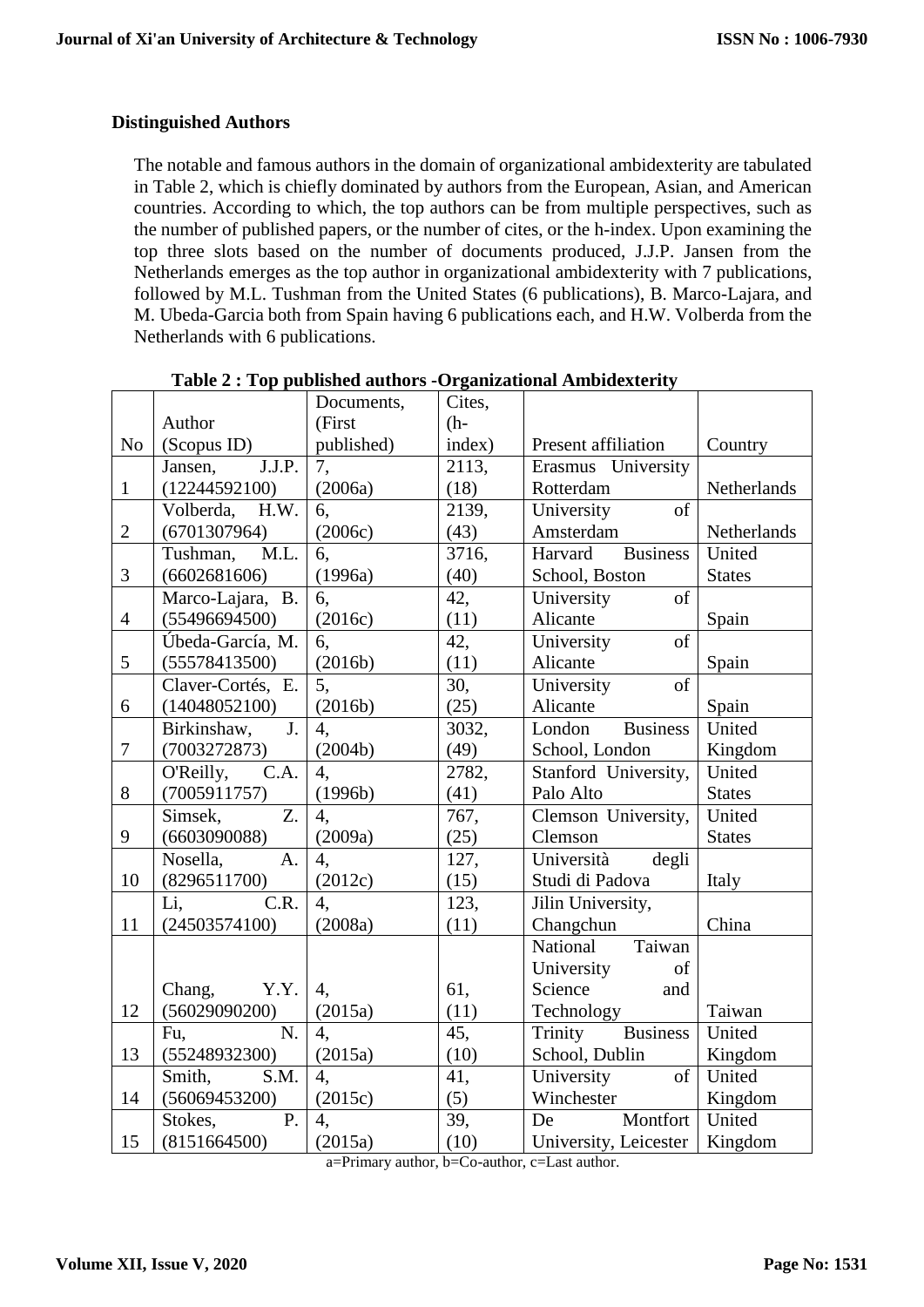## Distinguished Authors

The notable and famous authors in the domain of organizational ambidexterity are tabulated in Table 2, which is chiefly dominated by authors from the European, Asian, and American countries. According to which, the top authors can be from multiple perspectives, such as the number of published papers, or the number of cites, or the h-index. Upon examining the top three slots based on the number of documents produced, J.J.P. Jansen from the Netherlands emerges as the top author in organizational ambidexterity with 7 publications, followed by M.L. Tushman from the United States (6 publications), B. Marco-Lajara, and M. Ubeda-Garcia both from Spain having 6 publications each, and H.W. Volberda from the Netherlands with 6 publications.

**Table 2 : Top published authors -Organizational Ambidexterity**

| No | Author (Scopus ID) | Documents, (First published) | Cites, (h-index) | Present affiliation | Country |
|---|---|---|---|---|---|
| 1 | Jansen, J.J.P. (12244592100) | 7, (2006a) | 2113, (18) | Erasmus University Rotterdam | Netherlands |
| 2 | Volberda, H.W. (6701307964) | 6, (2006c) | 2139, (43) | University of Amsterdam | Netherlands |
| 3 | Tushman, M.L. (6602681606) | 6, (1996a) | 3716, (40) | Harvard Business School, Boston | United States |
| 4 | Marco-Lajara, B. (55496694500) | 6, (2016c) | 42, (11) | University of Alicante | Spain |
| 5 | Úbeda-García, M. (55578413500) | 6, (2016b) | 42, (11) | University of Alicante | Spain |
| 6 | Claver-Cortés, E. (14048052100) | 5, (2016b) | 30, (25) | University of Alicante | Spain |
| 7 | Birkinshaw, J. (7003272873) | 4, (2004b) | 3032, (49) | London Business School, London | United Kingdom |
| 8 | O'Reilly, C.A. (7005911757) | 4, (1996b) | 2782, (41) | Stanford University, Palo Alto | United States |
| 9 | Simsek, Z. (6603090088) | 4, (2009a) | 767, (25) | Clemson University, Clemson | United States |
| 10 | Nosella, A. (8296511700) | 4, (2012c) | 127, (15) | Università degli Studi di Padova | Italy |
| 11 | Li, C.R. (24503574100) | 4, (2008a) | 123, (11) | Jilin University, Changchun | China |
| 12 | Chang, Y.Y. (56029090200) | 4, (2015a) | 61, (11) | National Taiwan University of Science and Technology | Taiwan |
| 13 | Fu, N. (55248932300) | 4, (2015a) | 45, (10) | Trinity Business School, Dublin | United Kingdom |
| 14 | Smith, S.M. (56069453200) | 4, (2015c) | 41, (5) | University of Winchester | United Kingdom |
| 15 | Stokes, P. (8151664500) | 4, (2015a) | 39, (10) | De Montfort University, Leicester | United Kingdom |

a=Primary author, b=Co-author, c=Last author.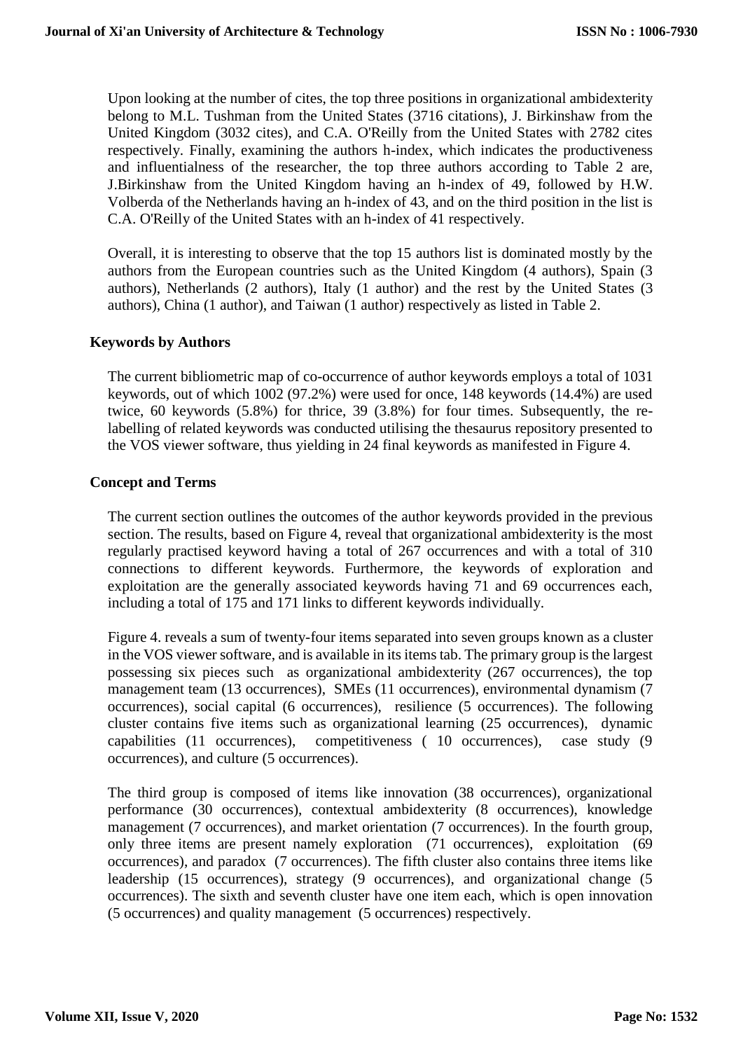Upon looking at the number of cites, the top three positions in organizational ambidexterity belong to M.L. Tushman from the United States (3716 citations), J. Birkinshaw from the United Kingdom (3032 cites), and C.A. O'Reilly from the United States with 2782 cites respectively. Finally, examining the authors h-index, which indicates the productiveness and influentialness of the researcher, the top three authors according to Table 2 are, J.Birkinshaw from the United Kingdom having an h-index of 49, followed by H.W. Volberda of the Netherlands having an h-index of 43, and on the third position in the list is C.A. O'Reilly of the United States with an h-index of 41 respectively.

Overall, it is interesting to observe that the top 15 authors list is dominated mostly by the authors from the European countries such as the United Kingdom (4 authors), Spain (3 authors), Netherlands (2 authors), Italy (1 author) and the rest by the United States (3 authors), China (1 author), and Taiwan (1 author) respectively as listed in Table 2.

## Keywords by Authors

The current bibliometric map of co-occurrence of author keywords employs a total of 1031 keywords, out of which 1002 (97.2%) were used for once, 148 keywords (14.4%) are used twice, 60 keywords (5.8%) for thrice, 39 (3.8%) for four times. Subsequently, the re-labelling of related keywords was conducted utilising the thesaurus repository presented to the VOS viewer software, thus yielding in 24 final keywords as manifested in Figure 4.

## Concept and Terms

The current section outlines the outcomes of the author keywords provided in the previous section. The results, based on Figure 4, reveal that organizational ambidexterity is the most regularly practised keyword having a total of 267 occurrences and with a total of 310 connections to different keywords. Furthermore, the keywords of exploration and exploitation are the generally associated keywords having 71 and 69 occurrences each, including a total of 175 and 171 links to different keywords individually.

Figure 4. reveals a sum of twenty-four items separated into seven groups known as a cluster in the VOS viewer software, and is available in its items tab. The primary group is the largest possessing six pieces such as organizational ambidexterity (267 occurrences), the top management team (13 occurrences), SMEs (11 occurrences), environmental dynamism (7 occurrences), social capital (6 occurrences), resilience (5 occurrences). The following cluster contains five items such as organizational learning (25 occurrences), dynamic capabilities (11 occurrences), competitiveness ( 10 occurrences), case study (9 occurrences), and culture (5 occurrences).

The third group is composed of items like innovation (38 occurrences), organizational performance (30 occurrences), contextual ambidexterity (8 occurrences), knowledge management (7 occurrences), and market orientation (7 occurrences). In the fourth group, only three items are present namely exploration (71 occurrences), exploitation (69 occurrences), and paradox (7 occurrences). The fifth cluster also contains three items like leadership (15 occurrences), strategy (9 occurrences), and organizational change (5 occurrences). The sixth and seventh cluster have one item each, which is open innovation (5 occurrences) and quality management (5 occurrences) respectively.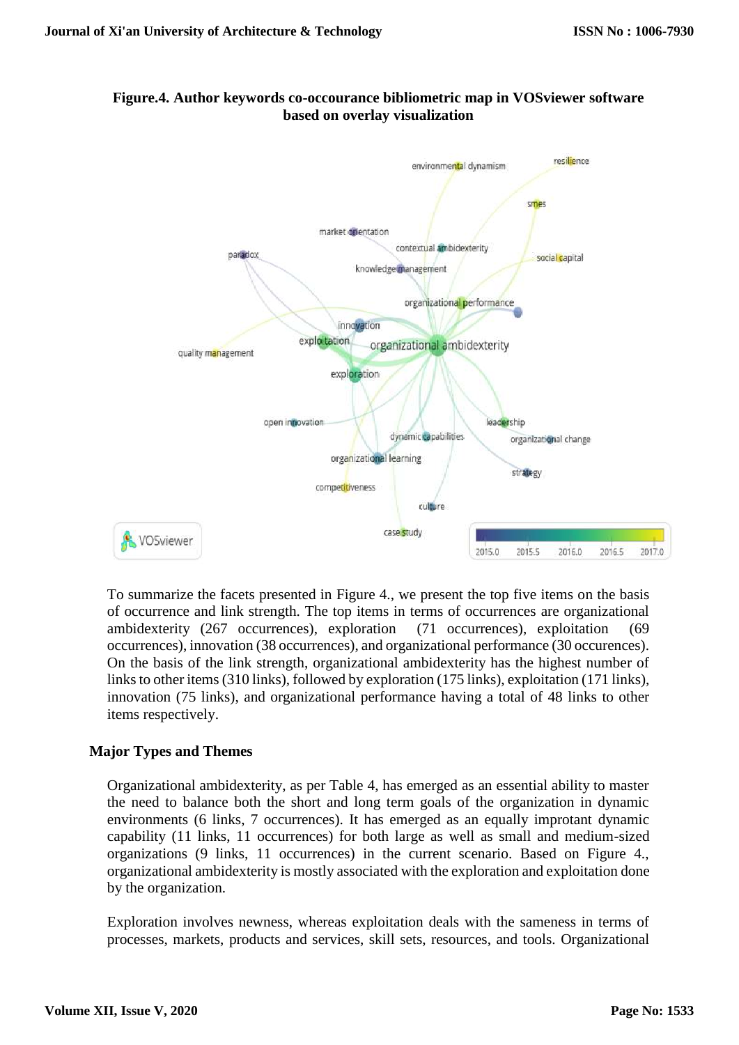**Figure.4. Author keywords co-occourance bibliometric map in VOSviewer software based on overlay visualization**

To summarize the facets presented in Figure 4., we present the top five items on the basis of occurrence and link strength. The top items in terms of occurrences are organizational ambidexterity (267 occurrences), exploration (71 occurrences), exploitation (69 occurrences), innovation (38 occurrences), and organizational performance (30 occurences). On the basis of the link strength, organizational ambidexterity has the highest number of links to other items (310 links), followed by exploration (175 links), exploitation (171 links), innovation (75 links), and organizational performance having a total of 48 links to other items respectively.

## Major Types and Themes

Organizational ambidexterity, as per Table 4, has emerged as an essential ability to master the need to balance both the short and long term goals of the organization in dynamic environments (6 links, 7 occurrences). It has emerged as an equally improtant dynamic capability (11 links, 11 occurrences) for both large as well as small and medium-sized organizations (9 links, 11 occurrences) in the current scenario. Based on Figure 4., organizational ambidexterity is mostly associated with the exploration and exploitation done by the organization.

Exploration involves newness, whereas exploitation deals with the sameness in terms of processes, markets, products and services, skill sets, resources, and tools. Organizational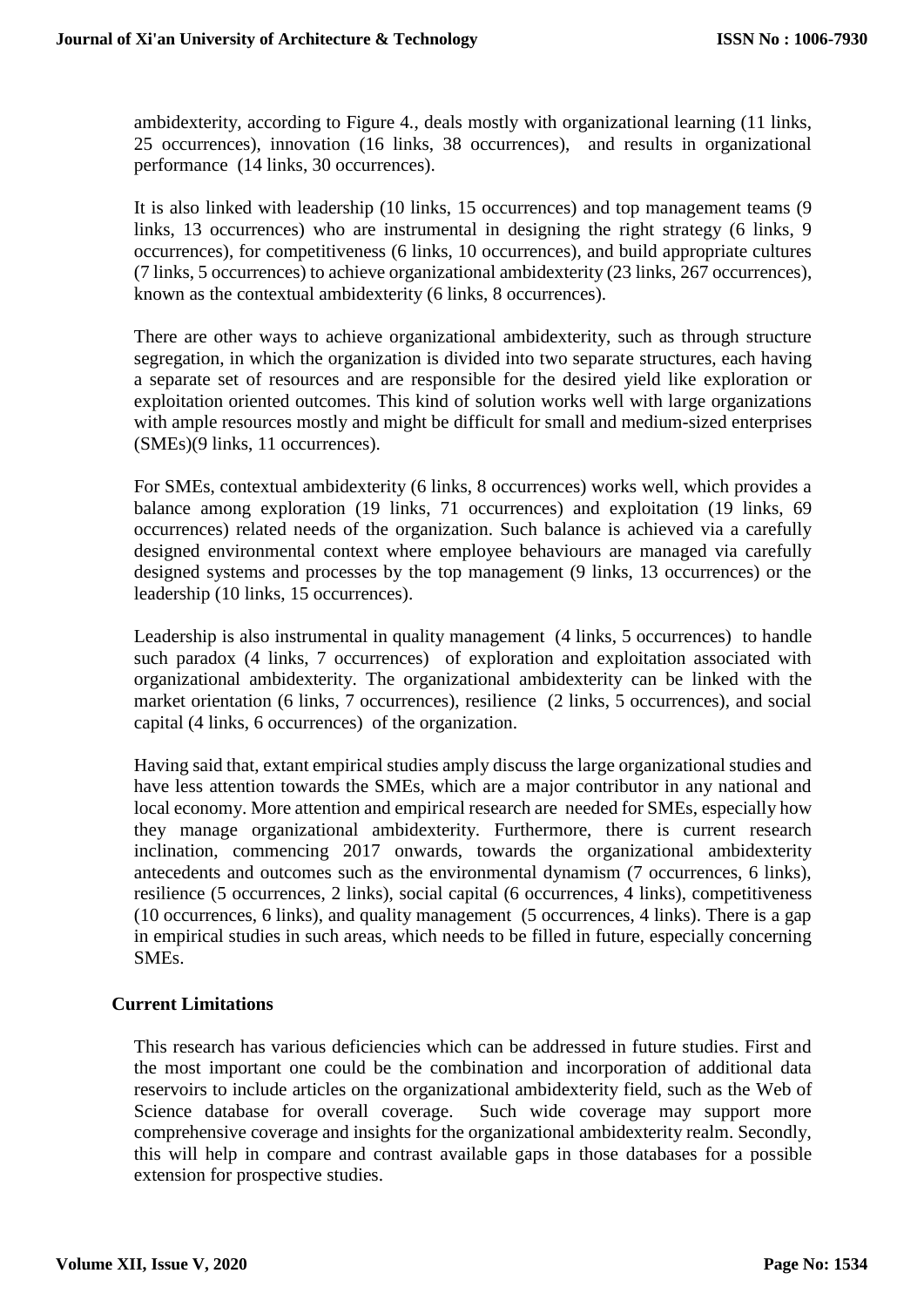ambidexterity, according to Figure 4., deals mostly with organizational learning (11 links, 25 occurrences), innovation (16 links, 38 occurrences), and results in organizational performance (14 links, 30 occurrences).

It is also linked with leadership (10 links, 15 occurrences) and top management teams (9 links, 13 occurrences) who are instrumental in designing the right strategy (6 links, 9 occurrences), for competitiveness (6 links, 10 occurrences), and build appropriate cultures (7 links, 5 occurrences) to achieve organizational ambidexterity (23 links, 267 occurrences), known as the contextual ambidexterity (6 links, 8 occurrences).

There are other ways to achieve organizational ambidexterity, such as through structure segregation, in which the organization is divided into two separate structures, each having a separate set of resources and are responsible for the desired yield like exploration or exploitation oriented outcomes. This kind of solution works well with large organizations with ample resources mostly and might be difficult for small and medium-sized enterprises (SMEs)(9 links, 11 occurrences).

For SMEs, contextual ambidexterity (6 links, 8 occurrences) works well, which provides a balance among exploration (19 links, 71 occurrences) and exploitation (19 links, 69 occurrences) related needs of the organization. Such balance is achieved via a carefully designed environmental context where employee behaviours are managed via carefully designed systems and processes by the top management (9 links, 13 occurrences) or the leadership (10 links, 15 occurrences).

Leadership is also instrumental in quality management (4 links, 5 occurrences) to handle such paradox (4 links, 7 occurrences) of exploration and exploitation associated with organizational ambidexterity. The organizational ambidexterity can be linked with the market orientation (6 links, 7 occurrences), resilience (2 links, 5 occurrences), and social capital (4 links, 6 occurrences) of the organization.

Having said that, extant empirical studies amply discuss the large organizational studies and have less attention towards the SMEs, which are a major contributor in any national and local economy. More attention and empirical research are needed for SMEs, especially how they manage organizational ambidexterity. Furthermore, there is current research inclination, commencing 2017 onwards, towards the organizational ambidexterity antecedents and outcomes such as the environmental dynamism (7 occurrences, 6 links), resilience (5 occurrences, 2 links), social capital (6 occurrences, 4 links), competitiveness (10 occurrences, 6 links), and quality management (5 occurrences, 4 links). There is a gap in empirical studies in such areas, which needs to be filled in future, especially concerning SMEs.

## Current Limitations

This research has various deficiencies which can be addressed in future studies. First and the most important one could be the combination and incorporation of additional data reservoirs to include articles on the organizational ambidexterity field, such as the Web of Science database for overall coverage. Such wide coverage may support more comprehensive coverage and insights for the organizational ambidexterity realm. Secondly, this will help in compare and contrast available gaps in those databases for a possible extension for prospective studies.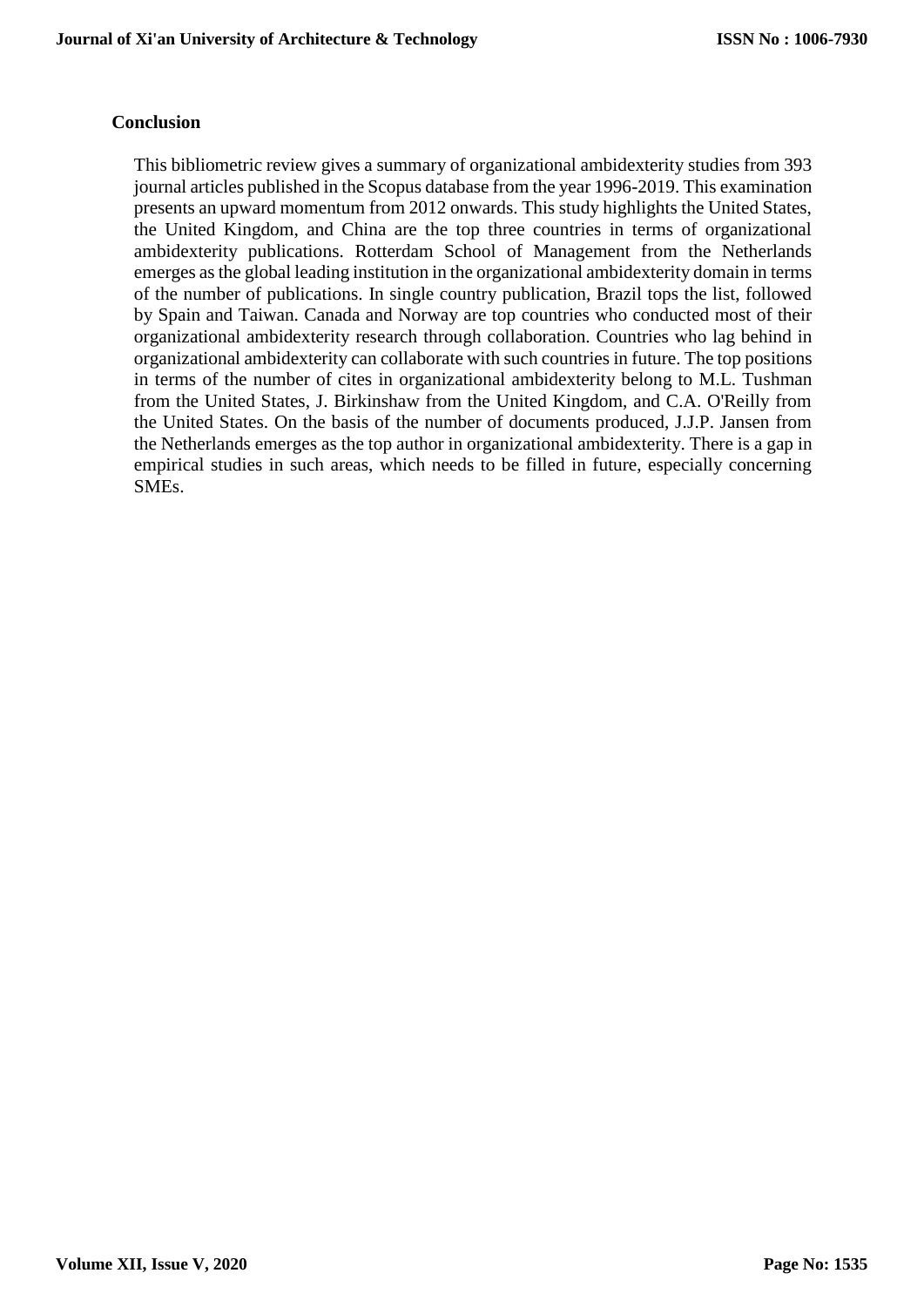## Conclusion

This bibliometric review gives a summary of organizational ambidexterity studies from 393 journal articles published in the Scopus database from the year 1996-2019. This examination presents an upward momentum from 2012 onwards. This study highlights the United States, the United Kingdom, and China are the top three countries in terms of organizational ambidexterity publications. Rotterdam School of Management from the Netherlands emerges as the global leading institution in the organizational ambidexterity domain in terms of the number of publications. In single country publication, Brazil tops the list, followed by Spain and Taiwan. Canada and Norway are top countries who conducted most of their organizational ambidexterity research through collaboration. Countries who lag behind in organizational ambidexterity can collaborate with such countries in future. The top positions in terms of the number of cites in organizational ambidexterity belong to M.L. Tushman from the United States, J. Birkinshaw from the United Kingdom, and C.A. O'Reilly from the United States. On the basis of the number of documents produced, J.J.P. Jansen from the Netherlands emerges as the top author in organizational ambidexterity. There is a gap in empirical studies in such areas, which needs to be filled in future, especially concerning SMEs.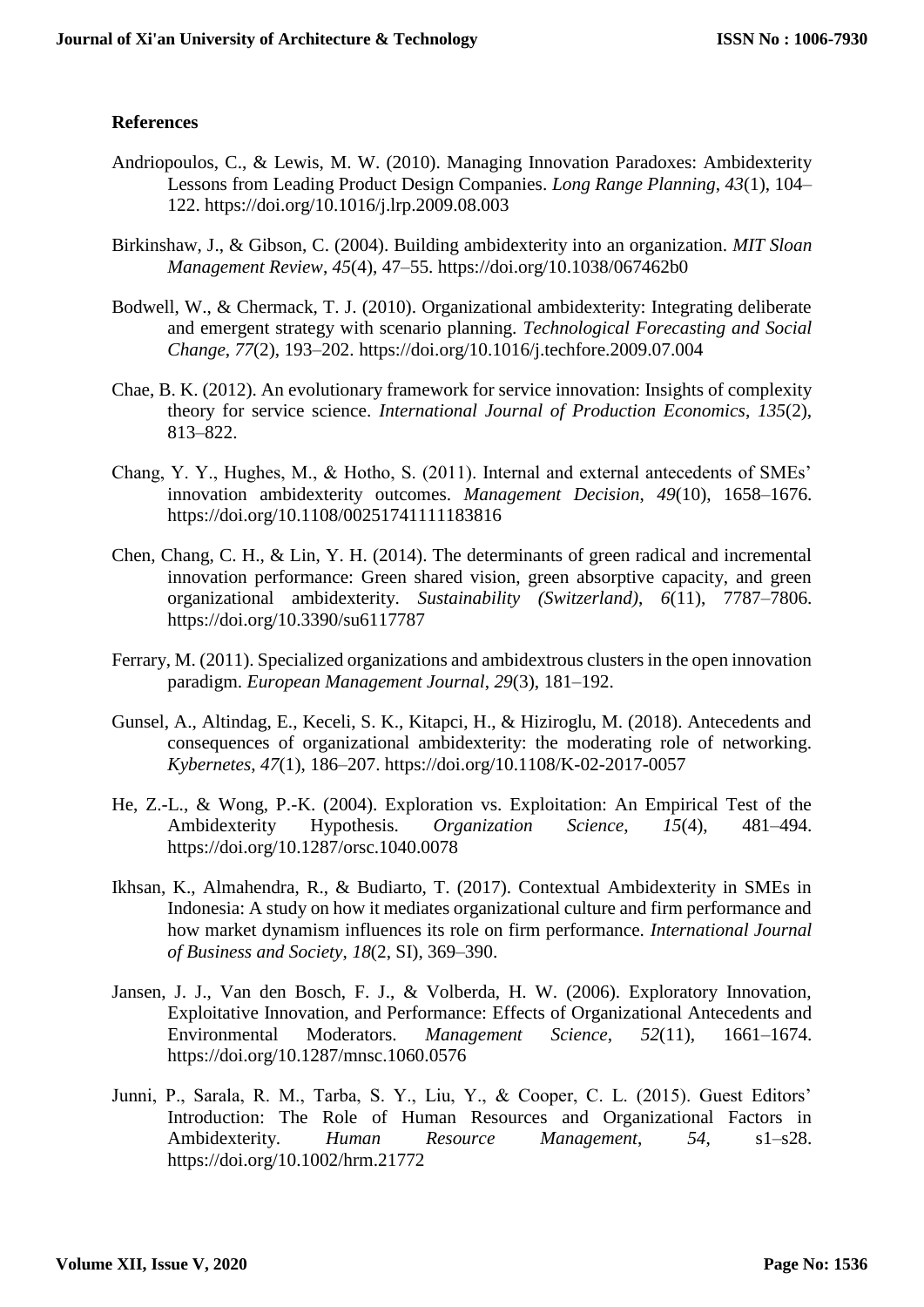## References

Andriopoulos, C., & Lewis, M. W. (2010). Managing Innovation Paradoxes: Ambidexterity Lessons from Leading Product Design Companies. *Long Range Planning*, *43*(1), 104–122. https://doi.org/10.1016/j.lrp.2009.08.003

Birkinshaw, J., & Gibson, C. (2004). Building ambidexterity into an organization. *MIT Sloan Management Review*, *45*(4), 47–55. https://doi.org/10.1038/067462b0

Bodwell, W., & Chermack, T. J. (2010). Organizational ambidexterity: Integrating deliberate and emergent strategy with scenario planning. *Technological Forecasting and Social Change*, *77*(2), 193–202. https://doi.org/10.1016/j.techfore.2009.07.004

Chae, B. K. (2012). An evolutionary framework for service innovation: Insights of complexity theory for service science. *International Journal of Production Economics*, *135*(2), 813–822.

Chang, Y. Y., Hughes, M., & Hotho, S. (2011). Internal and external antecedents of SMEs' innovation ambidexterity outcomes. *Management Decision*, *49*(10), 1658–1676. https://doi.org/10.1108/00251741111183816

Chen, Chang, C. H., & Lin, Y. H. (2014). The determinants of green radical and incremental innovation performance: Green shared vision, green absorptive capacity, and green organizational ambidexterity. *Sustainability (Switzerland)*, *6*(11), 7787–7806. https://doi.org/10.3390/su6117787

Ferrary, M. (2011). Specialized organizations and ambidextrous clusters in the open innovation paradigm. *European Management Journal*, *29*(3), 181–192.

Gunsel, A., Altindag, E., Keceli, S. K., Kitapci, H., & Hiziroglu, M. (2018). Antecedents and consequences of organizational ambidexterity: the moderating role of networking. *Kybernetes*, *47*(1), 186–207. https://doi.org/10.1108/K-02-2017-0057

He, Z.-L., & Wong, P.-K. (2004). Exploration vs. Exploitation: An Empirical Test of the Ambidexterity Hypothesis. *Organization Science*, *15*(4), 481–494. https://doi.org/10.1287/orsc.1040.0078

Ikhsan, K., Almahendra, R., & Budiarto, T. (2017). Contextual Ambidexterity in SMEs in Indonesia: A study on how it mediates organizational culture and firm performance and how market dynamism influences its role on firm performance. *International Journal of Business and Society*, *18*(2, SI), 369–390.

Jansen, J. J., Van den Bosch, F. J., & Volberda, H. W. (2006). Exploratory Innovation, Exploitative Innovation, and Performance: Effects of Organizational Antecedents and Environmental Moderators. *Management Science*, *52*(11), 1661–1674. https://doi.org/10.1287/mnsc.1060.0576

Junni, P., Sarala, R. M., Tarba, S. Y., Liu, Y., & Cooper, C. L. (2015). Guest Editors' Introduction: The Role of Human Resources and Organizational Factors in Ambidexterity. *Human Resource Management*, *54*, s1–s28. https://doi.org/10.1002/hrm.21772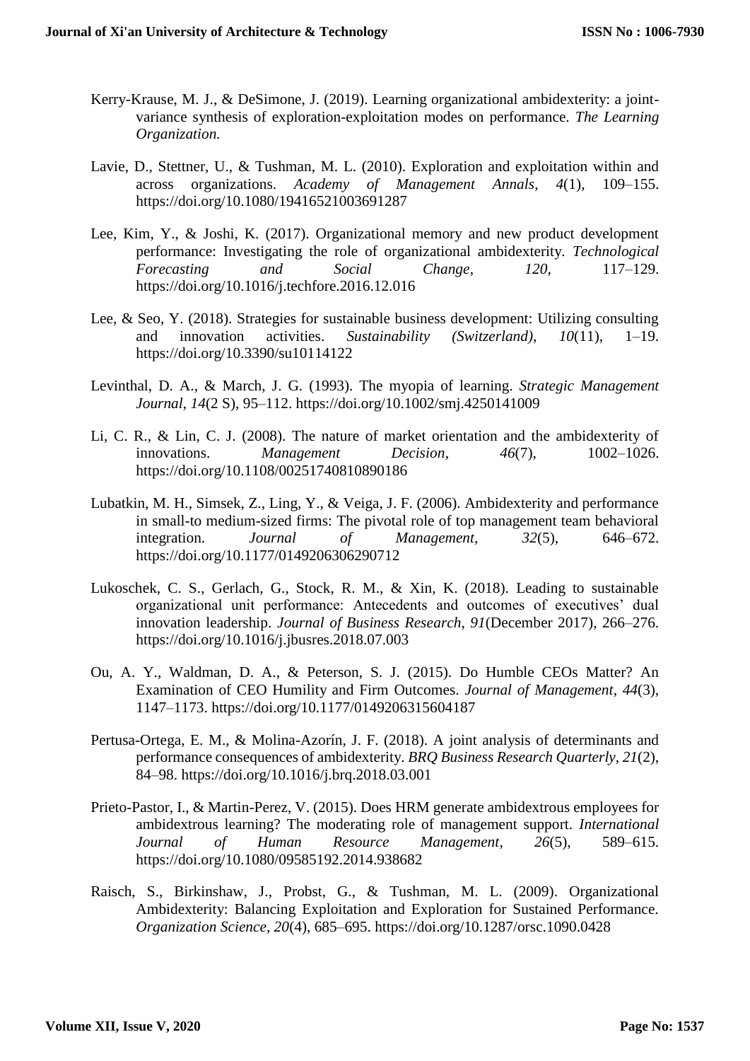Kerry-Krause, M. J., & DeSimone, J. (2019). Learning organizational ambidexterity: a joint-variance synthesis of exploration-exploitation modes on performance. *The Learning Organization.*

Lavie, D., Stettner, U., & Tushman, M. L. (2010). Exploration and exploitation within and across organizations. *Academy of Management Annals*, *4*(1), 109–155. https://doi.org/10.1080/19416521003691287

Lee, Kim, Y., & Joshi, K. (2017). Organizational memory and new product development performance: Investigating the role of organizational ambidexterity. *Technological Forecasting and Social Change*, *120*, 117–129. https://doi.org/10.1016/j.techfore.2016.12.016

Lee, & Seo, Y. (2018). Strategies for sustainable business development: Utilizing consulting and innovation activities. *Sustainability (Switzerland)*, *10*(11), 1–19. https://doi.org/10.3390/su10114122

Levinthal, D. A., & March, J. G. (1993). The myopia of learning. *Strategic Management Journal*, *14*(2 S), 95–112. https://doi.org/10.1002/smj.4250141009

Li, C. R., & Lin, C. J. (2008). The nature of market orientation and the ambidexterity of innovations. *Management Decision*, *46*(7), 1002–1026. https://doi.org/10.1108/00251740810890186

Lubatkin, M. H., Simsek, Z., Ling, Y., & Veiga, J. F. (2006). Ambidexterity and performance in small-to medium-sized firms: The pivotal role of top management team behavioral integration. *Journal of Management*, *32*(5), 646–672. https://doi.org/10.1177/0149206306290712

Lukoschek, C. S., Gerlach, G., Stock, R. M., & Xin, K. (2018). Leading to sustainable organizational unit performance: Antecedents and outcomes of executives' dual innovation leadership. *Journal of Business Research*, *91*(December 2017), 266–276. https://doi.org/10.1016/j.jbusres.2018.07.003

Ou, A. Y., Waldman, D. A., & Peterson, S. J. (2015). Do Humble CEOs Matter? An Examination of CEO Humility and Firm Outcomes. *Journal of Management*, *44*(3), 1147–1173. https://doi.org/10.1177/0149206315604187

Pertusa-Ortega, E. M., & Molina-Azorín, J. F. (2018). A joint analysis of determinants and performance consequences of ambidexterity. *BRQ Business Research Quarterly*, *21*(2), 84–98. https://doi.org/10.1016/j.brq.2018.03.001

Prieto-Pastor, I., & Martin-Perez, V. (2015). Does HRM generate ambidextrous employees for ambidextrous learning? The moderating role of management support. *International Journal of Human Resource Management*, *26*(5), 589–615. https://doi.org/10.1080/09585192.2014.938682

Raisch, S., Birkinshaw, J., Probst, G., & Tushman, M. L. (2009). Organizational Ambidexterity: Balancing Exploitation and Exploration for Sustained Performance. *Organization Science*, *20*(4), 685–695. https://doi.org/10.1287/orsc.1090.0428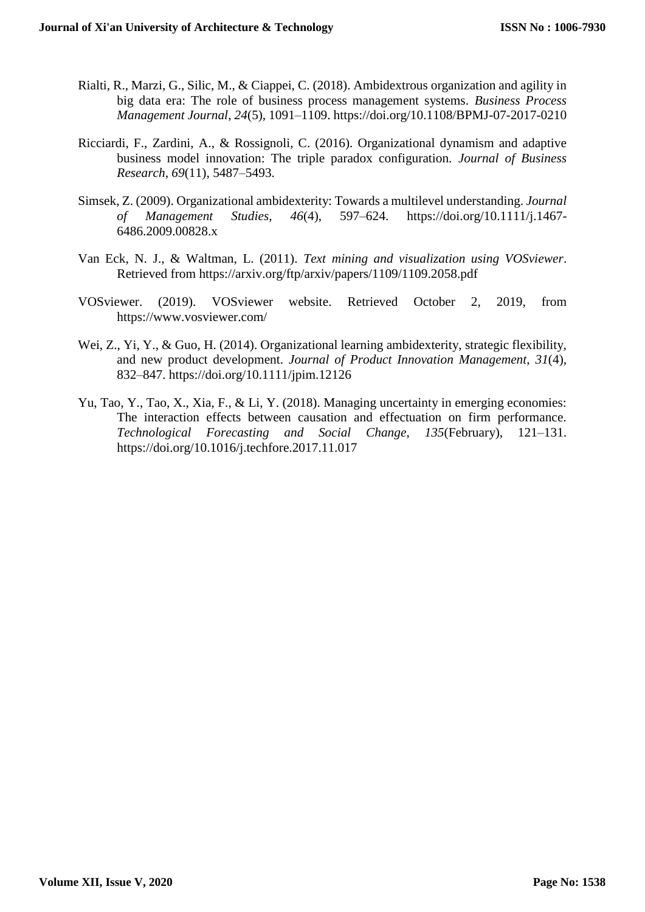Rialti, R., Marzi, G., Silic, M., & Ciappei, C. (2018). Ambidextrous organization and agility in big data era: The role of business process management systems. *Business Process Management Journal*, *24*(5), 1091–1109. https://doi.org/10.1108/BPMJ-07-2017-0210

Ricciardi, F., Zardini, A., & Rossignoli, C. (2016). Organizational dynamism and adaptive business model innovation: The triple paradox configuration. *Journal of Business Research*, *69*(11), 5487–5493.

Simsek, Z. (2009). Organizational ambidexterity: Towards a multilevel understanding. *Journal of Management Studies*, *46*(4), 597–624. https://doi.org/10.1111/j.1467-6486.2009.00828.x

Van Eck, N. J., & Waltman, L. (2011). *Text mining and visualization using VOSviewer*. Retrieved from https://arxiv.org/ftp/arxiv/papers/1109/1109.2058.pdf

VOSviewer. (2019). VOSviewer website. Retrieved October 2, 2019, from https://www.vosviewer.com/

Wei, Z., Yi, Y., & Guo, H. (2014). Organizational learning ambidexterity, strategic flexibility, and new product development. *Journal of Product Innovation Management*, *31*(4), 832–847. https://doi.org/10.1111/jpim.12126

Yu, Tao, Y., Tao, X., Xia, F., & Li, Y. (2018). Managing uncertainty in emerging economies: The interaction effects between causation and effectuation on firm performance. *Technological Forecasting and Social Change*, *135*(February), 121–131. https://doi.org/10.1016/j.techfore.2017.11.017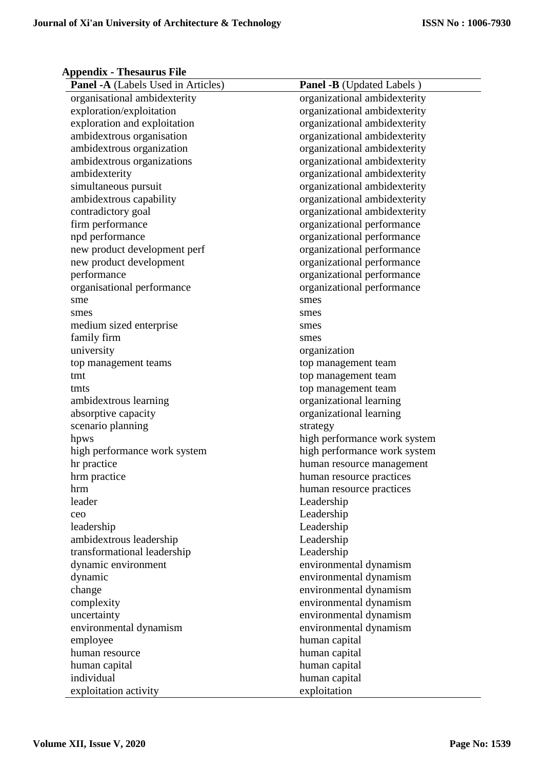**Appendix - Thesaurus File**

| **Panel -A** (Labels Used in Articles) | **Panel -B** (Updated Labels ) |
|---|---|
| organisational ambidexterity | organizational ambidexterity |
| exploration/exploitation | organizational ambidexterity |
| exploration and exploitation | organizational ambidexterity |
| ambidextrous organisation | organizational ambidexterity |
| ambidextrous organization | organizational ambidexterity |
| ambidextrous organizations | organizational ambidexterity |
| ambidexterity | organizational ambidexterity |
| simultaneous pursuit | organizational ambidexterity |
| ambidextrous capability | organizational ambidexterity |
| contradictory goal | organizational ambidexterity |
| firm performance | organizational performance |
| npd performance | organizational performance |
| new product development perf | organizational performance |
| new product development | organizational performance |
| performance | organizational performance |
| organisational performance | organizational performance |
| sme | smes |
| smes | smes |
| medium sized enterprise | smes |
| family firm | smes |
| university | organization |
| top management teams | top management team |
| tmt | top management team |
| tmts | top management team |
| ambidextrous learning | organizational learning |
| absorptive capacity | organizational learning |
| scenario planning | strategy |
| hpws | high performance work system |
| high performance work system | high performance work system |
| hr practice | human resource management |
| hrm practice | human resource practices |
| hrm | human resource practices |
| leader | Leadership |
| ceo | Leadership |
| leadership | Leadership |
| ambidextrous leadership | Leadership |
| transformational leadership | Leadership |
| dynamic environment | environmental dynamism |
| dynamic | environmental dynamism |
| change | environmental dynamism |
| complexity | environmental dynamism |
| uncertainty | environmental dynamism |
| environmental dynamism | environmental dynamism |
| employee | human capital |
| human resource | human capital |
| human capital | human capital |
| individual | human capital |
| exploitation activity | exploitation |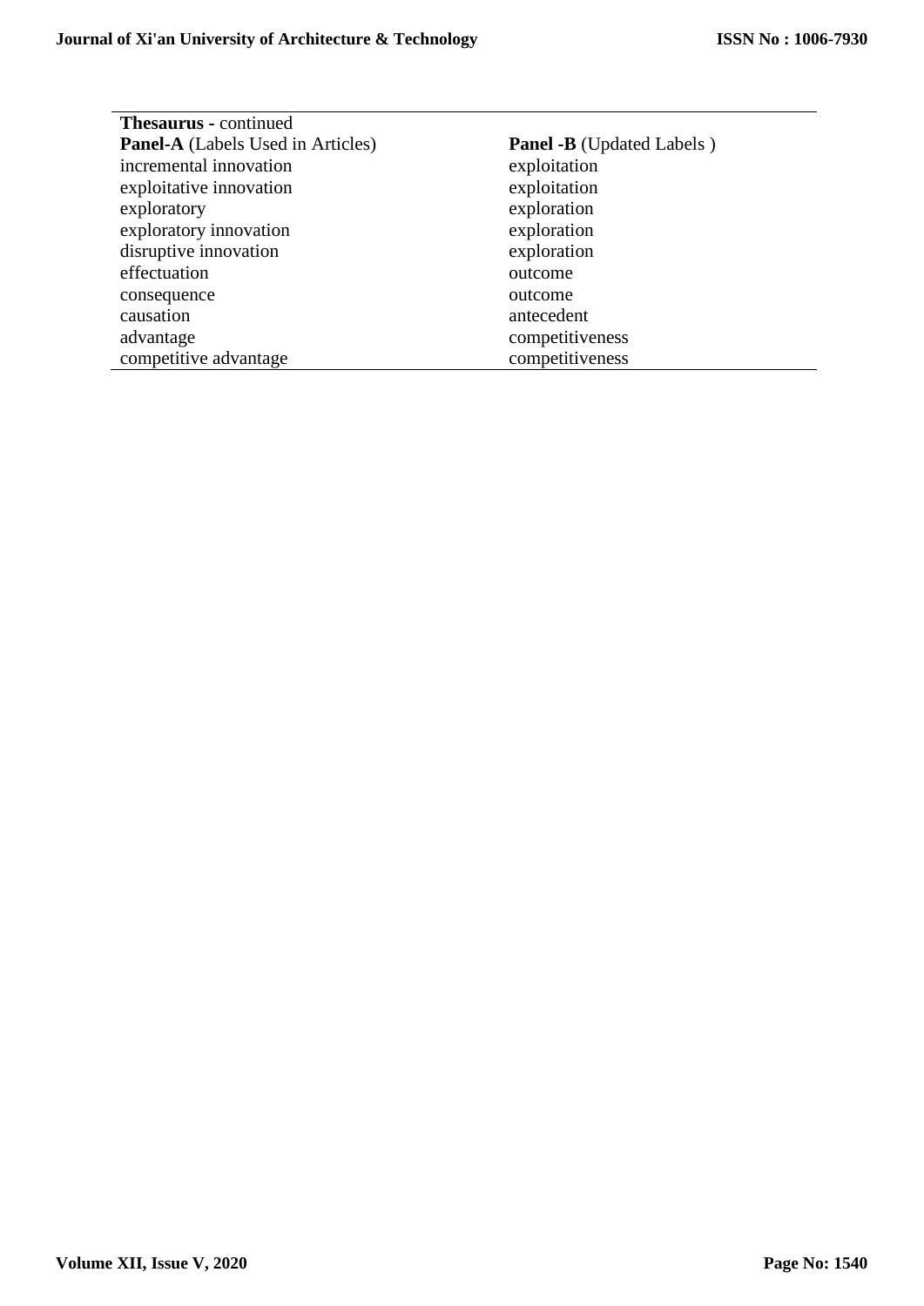**Thesaurus** - continued

| **Panel-A** (Labels Used in Articles) | **Panel -B** (Updated Labels ) |
| --- | --- |
| incremental innovation | exploitation |
| exploitative innovation | exploitation |
| exploratory | exploration |
| exploratory innovation | exploration |
| disruptive innovation | exploration |
| effectuation | outcome |
| consequence | outcome |
| causation | antecedent |
| advantage | competitiveness |
| competitive advantage | competitiveness |